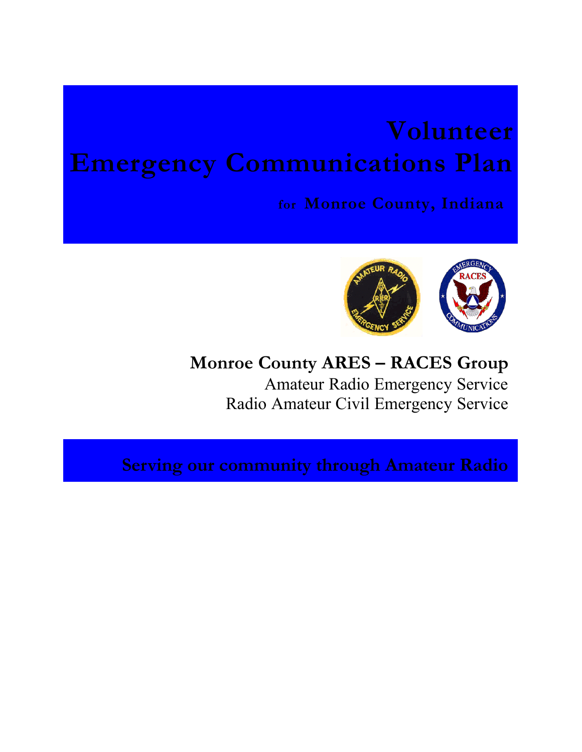# Volunteer Emergency Communications Plan

### for Monroe County, Indiana

**Monroe County ARES – RACES Group**

Amateur Radio Emergency Service
Radio Amateur Civil Emergency Service

**Serving our community through Amateur Radio**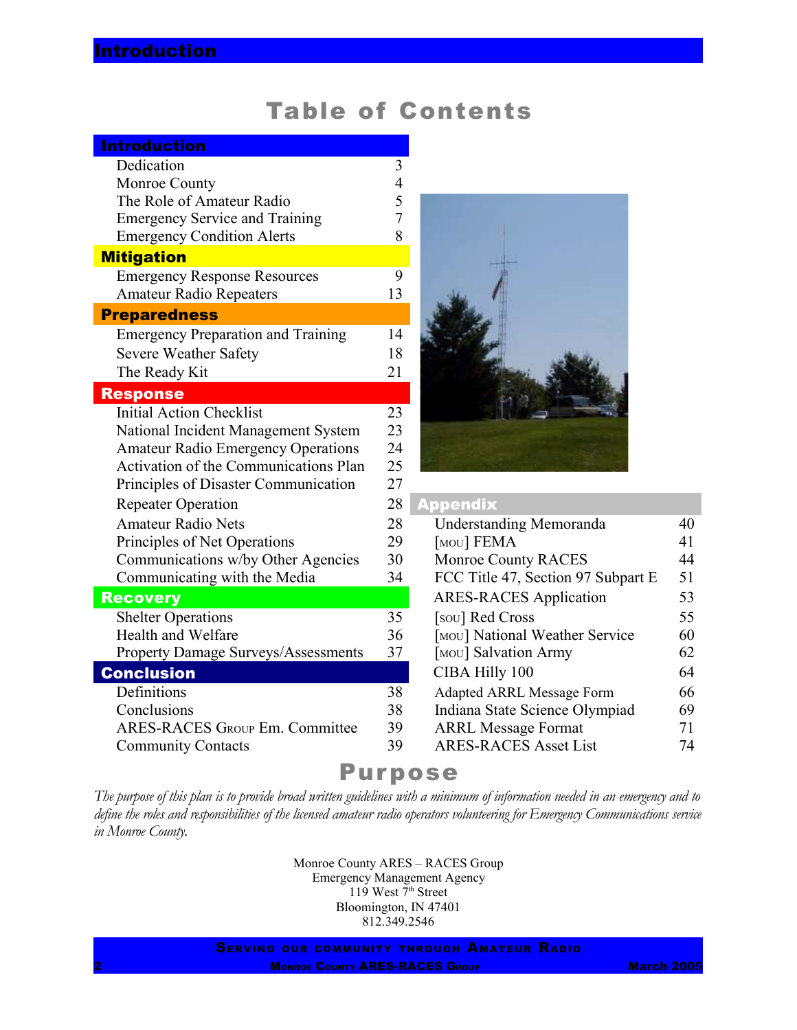# Table of Contents

| Introduction | |
|---|---|
| Dedication | 3 |
| Monroe County | 4 |
| The Role of Amateur Radio | 5 |
| Emergency Service and Training | 7 |
| Emergency Condition Alerts | 8 |
| **Mitigation** | |
| Emergency Response Resources | 9 |
| Amateur Radio Repeaters | 13 |
| **Preparedness** | |
| Emergency Preparation and Training | 14 |
| Severe Weather Safety | 18 |
| The Ready Kit | 21 |
| **Response** | |
| Initial Action Checklist | 23 |
| National Incident Management System | 23 |
| Amateur Radio Emergency Operations | 24 |
| Activation of the Communications Plan | 25 |
| Principles of Disaster Communication | 27 |
| Repeater Operation | 28 |
| Amateur Radio Nets | 28 |
| Principles of Net Operations | 29 |
| Communications w/by Other Agencies | 30 |
| Communicating with the Media | 34 |
| **Recovery** | |
| Shelter Operations | 35 |
| Health and Welfare | 36 |
| Property Damage Surveys/Assessments | 37 |
| **Conclusion** | |
| Definitions | 38 |
| Conclusions | 38 |
| ARES-RACES Group Em. Committee | 39 |
| Community Contacts | 39 |

| Appendix | |
|---|---|
| Understanding Memoranda | 40 |
| [MOU] FEMA | 41 |
| Monroe County RACES | 44 |
| FCC Title 47, Section 97 Subpart E | 51 |
| ARES-RACES Application | 53 |
| [SOU] Red Cross | 55 |
| [MOU] National Weather Service | 60 |
| [MOU] Salvation Army | 62 |
| CIBA Hilly 100 | 64 |
| Adapted ARRL Message Form | 66 |
| Indiana State Science Olympiad | 69 |
| ARRL Message Format | 71 |
| ARES-RACES Asset List | 74 |

# Purpose

*The purpose of this plan is to provide broad written guidelines with a minimum of information needed in an emergency and to define the roles and responsibilities of the licensed amateur radio operators volunteering for Emergency Communications service in Monroe County.*

Monroe County ARES – RACES Group
Emergency Management Agency
119 West 7th Street
Bloomington, IN 47401
812.349.2546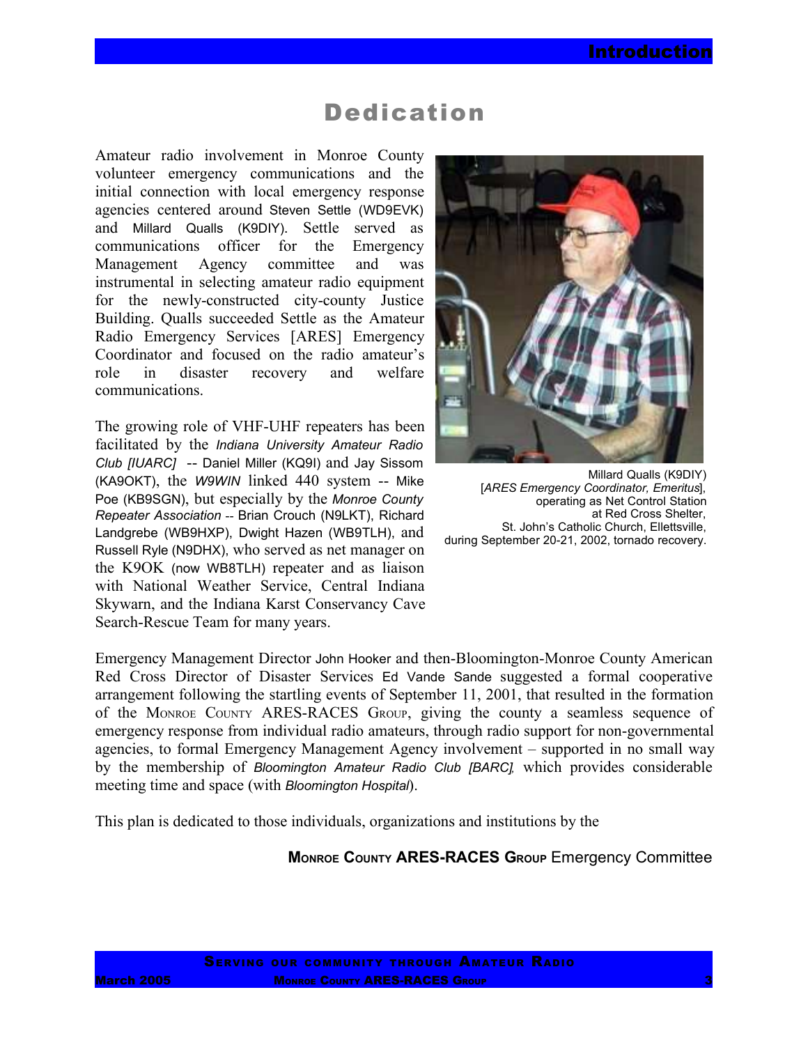# Dedication

Amateur radio involvement in Monroe County volunteer emergency communications and the initial connection with local emergency response agencies centered around Steven Settle (WD9EVK) and Millard Qualls (K9DIY). Settle served as communications officer for the Emergency Management Agency committee and was instrumental in selecting amateur radio equipment for the newly-constructed city-county Justice Building. Qualls succeeded Settle as the Amateur Radio Emergency Services [ARES] Emergency Coordinator and focused on the radio amateur's role in disaster recovery and welfare communications.

The growing role of VHF-UHF repeaters has been facilitated by the *Indiana University Amateur Radio Club [IUARC]* -- Daniel Miller (KQ9I) and Jay Sissom (KA9OKT), the *W9WIN* linked 440 system -- Mike Poe (KB9SGN), but especially by the *Monroe County Repeater Association* -- Brian Crouch (N9LKT), Richard Landgrebe (WB9HXP), Dwight Hazen (WB9TLH), and Russell Ryle (N9DHX), who served as net manager on the K9OK (now WB8TLH) repeater and as liaison with National Weather Service, Central Indiana Skywarn, and the Indiana Karst Conservancy Cave Search-Rescue Team for many years.

Millard Qualls (K9DIY) [*ARES Emergency Coordinator, Emeritus*], operating as Net Control Station at Red Cross Shelter, St. John's Catholic Church, Ellettsville, during September 20-21, 2002, tornado recovery.

Emergency Management Director John Hooker and then-Bloomington-Monroe County American Red Cross Director of Disaster Services Ed Vande Sande suggested a formal cooperative arrangement following the startling events of September 11, 2001, that resulted in the formation of the Monroe County ARES-RACES Group, giving the county a seamless sequence of emergency response from individual radio amateurs, through radio support for non-governmental agencies, to formal Emergency Management Agency involvement – supported in no small way by the membership of *Bloomington Amateur Radio Club [BARC]*, which provides considerable meeting time and space (with *Bloomington Hospital*).

This plan is dedicated to those individuals, organizations and institutions by the

**Monroe County ARES-RACES Group** Emergency Committee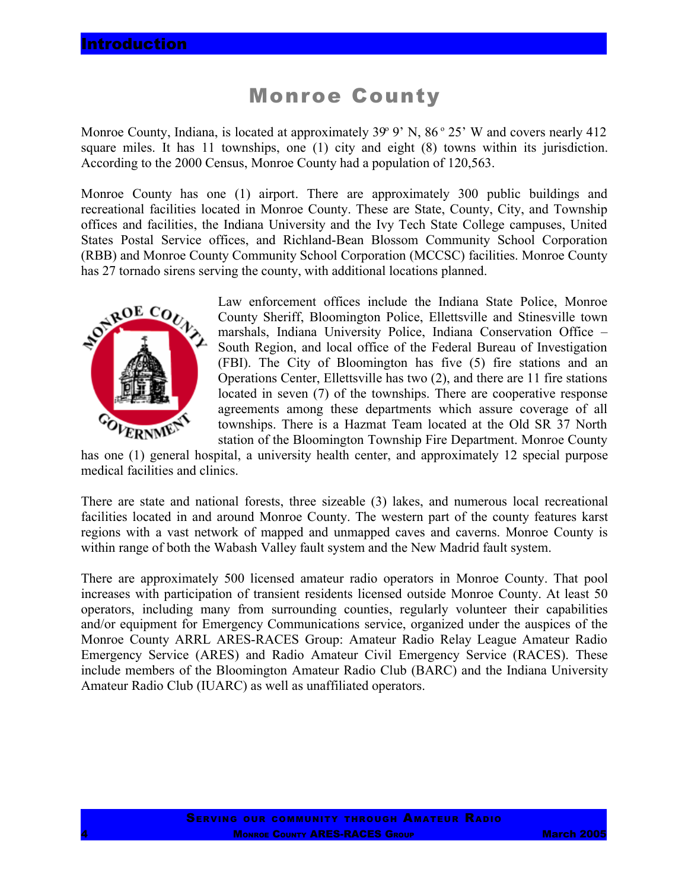# Monroe County

Monroe County, Indiana, is located at approximately 39º 9' N, 86 º 25' W and covers nearly 412 square miles. It has 11 townships, one (1) city and eight (8) towns within its jurisdiction. According to the 2000 Census, Monroe County had a population of 120,563.

Monroe County has one (1) airport. There are approximately 300 public buildings and recreational facilities located in Monroe County. These are State, County, City, and Township offices and facilities, the Indiana University and the Ivy Tech State College campuses, United States Postal Service offices, and Richland-Bean Blossom Community School Corporation (RBB) and Monroe County Community School Corporation (MCCSC) facilities. Monroe County has 27 tornado sirens serving the county, with additional locations planned.

Law enforcement offices include the Indiana State Police, Monroe County Sheriff, Bloomington Police, Ellettsville and Stinesville town marshals, Indiana University Police, Indiana Conservation Office – South Region, and local office of the Federal Bureau of Investigation (FBI). The City of Bloomington has five (5) fire stations and an Operations Center, Ellettsville has two (2), and there are 11 fire stations located in seven (7) of the townships. There are cooperative response agreements among these departments which assure coverage of all townships. There is a Hazmat Team located at the Old SR 37 North station of the Bloomington Township Fire Department. Monroe County has one (1) general hospital, a university health center, and approximately 12 special purpose medical facilities and clinics.

There are state and national forests, three sizeable (3) lakes, and numerous local recreational facilities located in and around Monroe County. The western part of the county features karst regions with a vast network of mapped and unmapped caves and caverns. Monroe County is within range of both the Wabash Valley fault system and the New Madrid fault system.

There are approximately 500 licensed amateur radio operators in Monroe County. That pool increases with participation of transient residents licensed outside Monroe County. At least 50 operators, including many from surrounding counties, regularly volunteer their capabilities and/or equipment for Emergency Communications service, organized under the auspices of the Monroe County ARRL ARES-RACES Group: Amateur Radio Relay League Amateur Radio Emergency Service (ARES) and Radio Amateur Civil Emergency Service (RACES). These include members of the Bloomington Amateur Radio Club (BARC) and the Indiana University Amateur Radio Club (IUARC) as well as unaffiliated operators.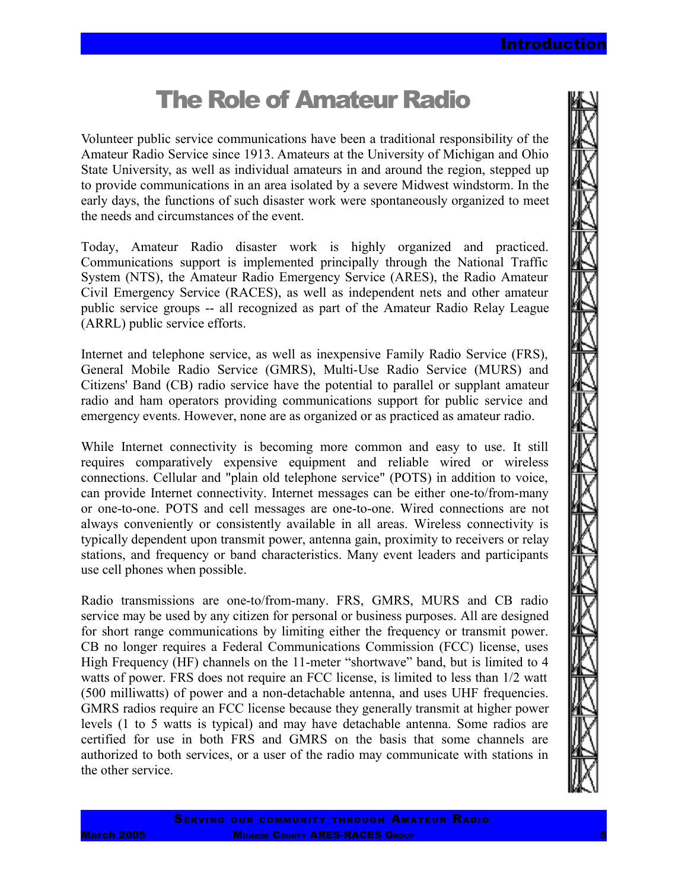# The Role of Amateur Radio

Volunteer public service communications have been a traditional responsibility of the Amateur Radio Service since 1913. Amateurs at the University of Michigan and Ohio State University, as well as individual amateurs in and around the region, stepped up to provide communications in an area isolated by a severe Midwest windstorm. In the early days, the functions of such disaster work were spontaneously organized to meet the needs and circumstances of the event.

Today, Amateur Radio disaster work is highly organized and practiced. Communications support is implemented principally through the National Traffic System (NTS), the Amateur Radio Emergency Service (ARES), the Radio Amateur Civil Emergency Service (RACES), as well as independent nets and other amateur public service groups -- all recognized as part of the Amateur Radio Relay League (ARRL) public service efforts.

Internet and telephone service, as well as inexpensive Family Radio Service (FRS), General Mobile Radio Service (GMRS), Multi-Use Radio Service (MURS) and Citizens' Band (CB) radio service have the potential to parallel or supplant amateur radio and ham operators providing communications support for public service and emergency events. However, none are as organized or as practiced as amateur radio.

While Internet connectivity is becoming more common and easy to use. It still requires comparatively expensive equipment and reliable wired or wireless connections. Cellular and "plain old telephone service" (POTS) in addition to voice, can provide Internet connectivity. Internet messages can be either one-to/from-many or one-to-one. POTS and cell messages are one-to-one. Wired connections are not always conveniently or consistently available in all areas. Wireless connectivity is typically dependent upon transmit power, antenna gain, proximity to receivers or relay stations, and frequency or band characteristics. Many event leaders and participants use cell phones when possible.

Radio transmissions are one-to/from-many. FRS, GMRS, MURS and CB radio service may be used by any citizen for personal or business purposes. All are designed for short range communications by limiting either the frequency or transmit power. CB no longer requires a Federal Communications Commission (FCC) license, uses High Frequency (HF) channels on the 11-meter "shortwave" band, but is limited to 4 watts of power. FRS does not require an FCC license, is limited to less than 1/2 watt (500 milliwatts) of power and a non-detachable antenna, and uses UHF frequencies. GMRS radios require an FCC license because they generally transmit at higher power levels (1 to 5 watts is typical) and may have detachable antenna. Some radios are certified for use in both FRS and GMRS on the basis that some channels are authorized to both services, or a user of the radio may communicate with stations in the other service.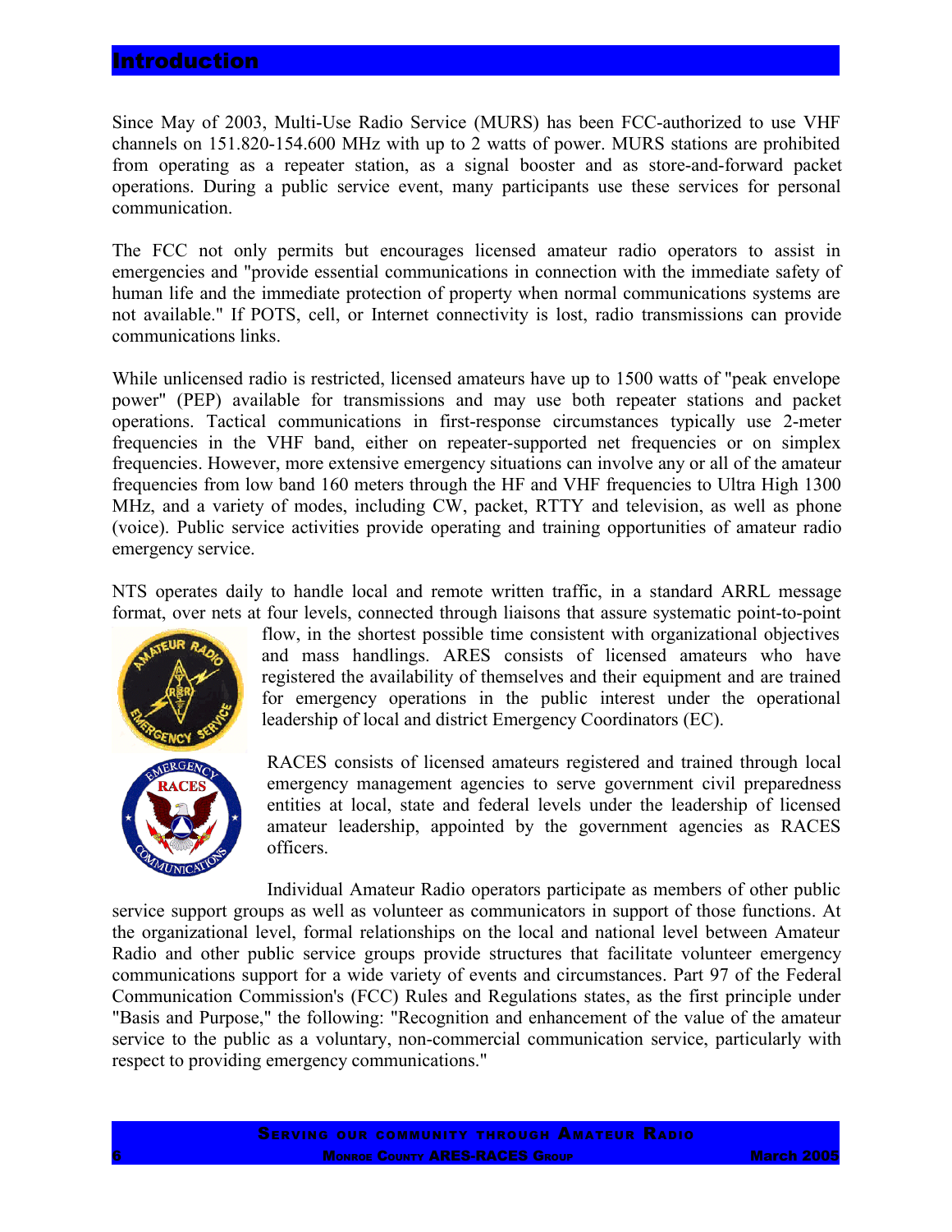# Introduction

Since May of 2003, Multi-Use Radio Service (MURS) has been FCC-authorized to use VHF channels on 151.820-154.600 MHz with up to 2 watts of power. MURS stations are prohibited from operating as a repeater station, as a signal booster and as store-and-forward packet operations. During a public service event, many participants use these services for personal communication.

The FCC not only permits but encourages licensed amateur radio operators to assist in emergencies and "provide essential communications in connection with the immediate safety of human life and the immediate protection of property when normal communications systems are not available." If POTS, cell, or Internet connectivity is lost, radio transmissions can provide communications links.

While unlicensed radio is restricted, licensed amateurs have up to 1500 watts of "peak envelope power" (PEP) available for transmissions and may use both repeater stations and packet operations. Tactical communications in first-response circumstances typically use 2-meter frequencies in the VHF band, either on repeater-supported net frequencies or on simplex frequencies. However, more extensive emergency situations can involve any or all of the amateur frequencies from low band 160 meters through the HF and VHF frequencies to Ultra High 1300 MHz, and a variety of modes, including CW, packet, RTTY and television, as well as phone (voice). Public service activities provide operating and training opportunities of amateur radio emergency service.

NTS operates daily to handle local and remote written traffic, in a standard ARRL message format, over nets at four levels, connected through liaisons that assure systematic point-to-point flow, in the shortest possible time consistent with organizational objectives and mass handlings. ARES consists of licensed amateurs who have registered the availability of themselves and their equipment and are trained for emergency operations in the public interest under the operational leadership of local and district Emergency Coordinators (EC).

RACES consists of licensed amateurs registered and trained through local emergency management agencies to serve government civil preparedness entities at local, state and federal levels under the leadership of licensed amateur leadership, appointed by the government agencies as RACES officers.

Individual Amateur Radio operators participate as members of other public service support groups as well as volunteer as communicators in support of those functions. At the organizational level, formal relationships on the local and national level between Amateur Radio and other public service groups provide structures that facilitate volunteer emergency communications support for a wide variety of events and circumstances. Part 97 of the Federal Communication Commission's (FCC) Rules and Regulations states, as the first principle under "Basis and Purpose," the following: "Recognition and enhancement of the value of the amateur service to the public as a voluntary, non-commercial communication service, particularly with respect to providing emergency communications."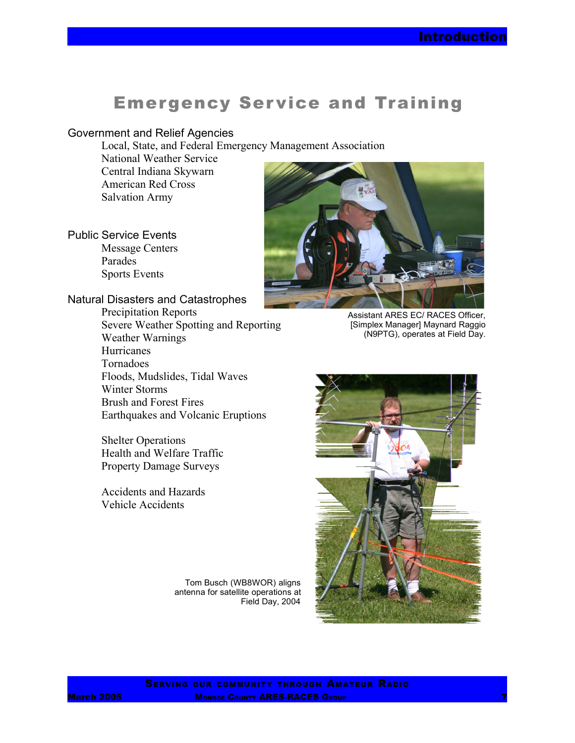# Emergency Service and Training

## Government and Relief Agencies

- Local, State, and Federal Emergency Management Association
- National Weather Service
- Central Indiana Skywarn
- American Red Cross
- Salvation Army

## Public Service Events

- Message Centers
- Parades
- Sports Events

## Natural Disasters and Catastrophes

- Precipitation Reports
- Severe Weather Spotting and Reporting
- Weather Warnings
- Hurricanes
- Tornadoes
- Floods, Mudslides, Tidal Waves
- Winter Storms
- Brush and Forest Fires
- Earthquakes and Volcanic Eruptions

- Shelter Operations
- Health and Welfare Traffic
- Property Damage Surveys

- Accidents and Hazards
- Vehicle Accidents

Assistant ARES EC/ RACES Officer, [Simplex Manager] Maynard Raggio (N9PTG), operates at Field Day.

Tom Busch (WB8WOR) aligns antenna for satellite operations at Field Day, 2004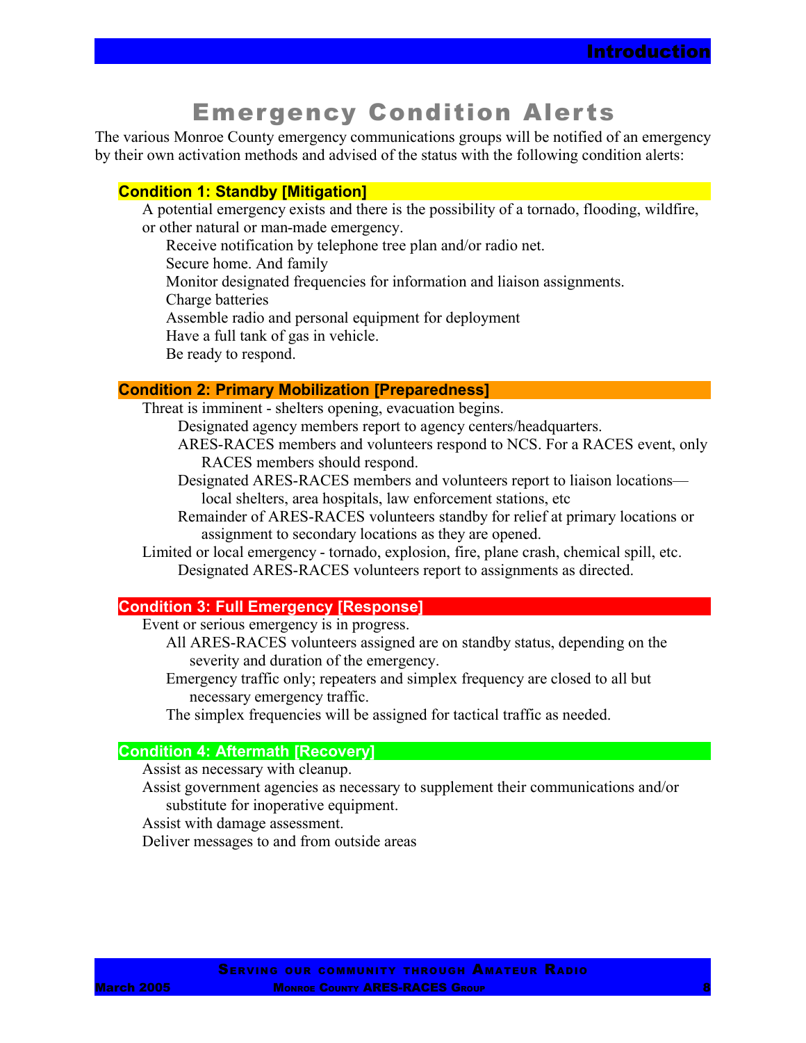# Emergency Condition Alerts

The various Monroe County emergency communications groups will be notified of an emergency by their own activation methods and advised of the status with the following condition alerts:

### Condition 1: Standby [Mitigation]

A potential emergency exists and there is the possibility of a tornado, flooding, wildfire, or other natural or man-made emergency.

- Receive notification by telephone tree plan and/or radio net.
- Secure home. And family
- Monitor designated frequencies for information and liaison assignments.
- Charge batteries
- Assemble radio and personal equipment for deployment
- Have a full tank of gas in vehicle.
- Be ready to respond.

### Condition 2: Primary Mobilization [Preparedness]

Threat is imminent - shelters opening, evacuation begins.

- Designated agency members report to agency centers/headquarters.
- ARES-RACES members and volunteers respond to NCS. For a RACES event, only RACES members should respond.
- Designated ARES-RACES members and volunteers report to liaison locations—local shelters, area hospitals, law enforcement stations, etc
- Remainder of ARES-RACES volunteers standby for relief at primary locations or assignment to secondary locations as they are opened.

Limited or local emergency - tornado, explosion, fire, plane crash, chemical spill, etc.

- Designated ARES-RACES volunteers report to assignments as directed.

### Condition 3: Full Emergency [Response]

Event or serious emergency is in progress.

- All ARES-RACES volunteers assigned are on standby status, depending on the severity and duration of the emergency.
- Emergency traffic only; repeaters and simplex frequency are closed to all but necessary emergency traffic.
- The simplex frequencies will be assigned for tactical traffic as needed.

### Condition 4: Aftermath [Recovery]

- Assist as necessary with cleanup.
- Assist government agencies as necessary to supplement their communications and/or substitute for inoperative equipment.
- Assist with damage assessment.
- Deliver messages to and from outside areas